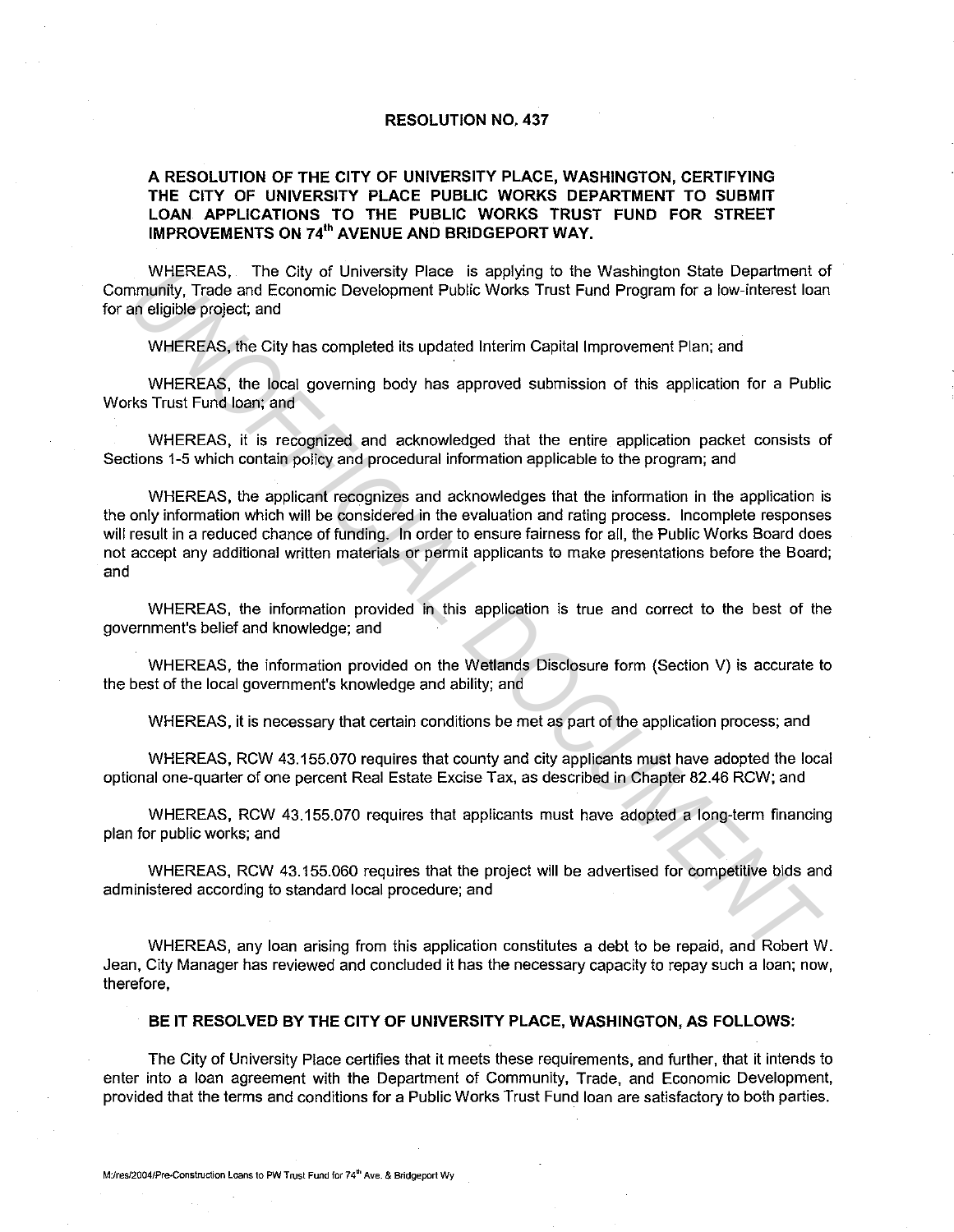# RESOLUTION NO. 437

## A RESOLUTION OF THE CITY OF UNIVERSITY PLACE, WASHINGTON, CERTIFYING THE CITY OF UNIVERSITY PLACE PUBLIC WORKS DEPARTMENT TO SUBMIT LOAN APPLICATIONS TO THE PUBLIC WORKS TRUST FUND FOR STREET IMPROVEMENTS ON 74th AVENUE AND BRIDGEPORT WAY.

WHEREAS, The City of University Place is applying to the Washington State Department of Community, Trade and Economic Development Public Works Trust Fund Program for a low-interest loan for an eligible project; and

WHEREAS, the City has completed its updated Interim Capital Improvement Plan; and

WHEREAS, the local governing body has approved submission of this application for a Public Works Trust Fund loan; and

WHEREAS, it is recognized and acknowledged that the entire application packet consists of Sections 1-5 which contain policy and procedural information applicable to the program; and

WHEREAS, the applicant recognizes and acknowledges that the information in the application is the only information which will be considered in the evaluation and rating process. Incomplete responses will result in a reduced chance of funding. In order to ensure fairness for all, the Public Works Board does not accept any additional written materials or permit applicants to make presentations before the Board; and

WHEREAS, the information provided in this application is true and correct to the best of the government's belief and knowledge; and

WHEREAS, the information provided on the Wetlands Disclosure form (Section V) is accurate to the best of the local government's knowledge and ability; and

WHEREAS, it is necessary that certain conditions be met as part of the application process; and

WHEREAS, RCW 43.155.070 requires that county and city applicants must have adopted the local optional one-quarter of one percent Real Estate Excise Tax, as described in Chapter 82.46 RCW; and

WHEREAS, RCW 43.155.070 requires that applicants must have adopted a long-term financing plan for public works; and

WHEREAS, RCW 43.155.060 requires that the project will be advertised for competitive bids and administered according to standard local procedure; and

WHEREAS, any loan arising from this application constitutes a debt to be repaid, and Robert W. Jean, City Manager has reviewed and concluded it has the necessary capacity to repay such a loan; now, therefore,

**BE IT RESOLVED BY THE CITY OF UNIVERSITY PLACE, WASHINGTON, AS FOLLOWS:**

The City of University Place certifies that it meets these requirements, and further, that it intends to enter into a loan agreement with the Department of Community, Trade, and Economic Development, provided that the terms and conditions for a Public Works Trust Fund loan are satisfactory to both parties.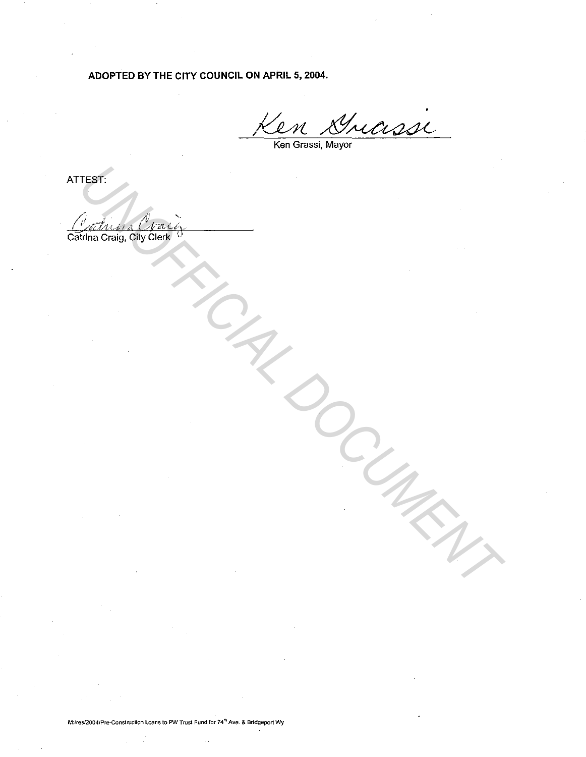**ADOPTED BY THE CITY COUNCIL ON APRIL 5, 2004.**

Ken Grassi

Ken Grassi, Mayor

ATTEST:

Catrina Craig

Catrina Craig, City Clerk

UNOFFICIAL DOCUMENT

M:/res/2004/Pre-Construction Loans to PW Trust Fund for 74th Ave. & Bridgeport Wy